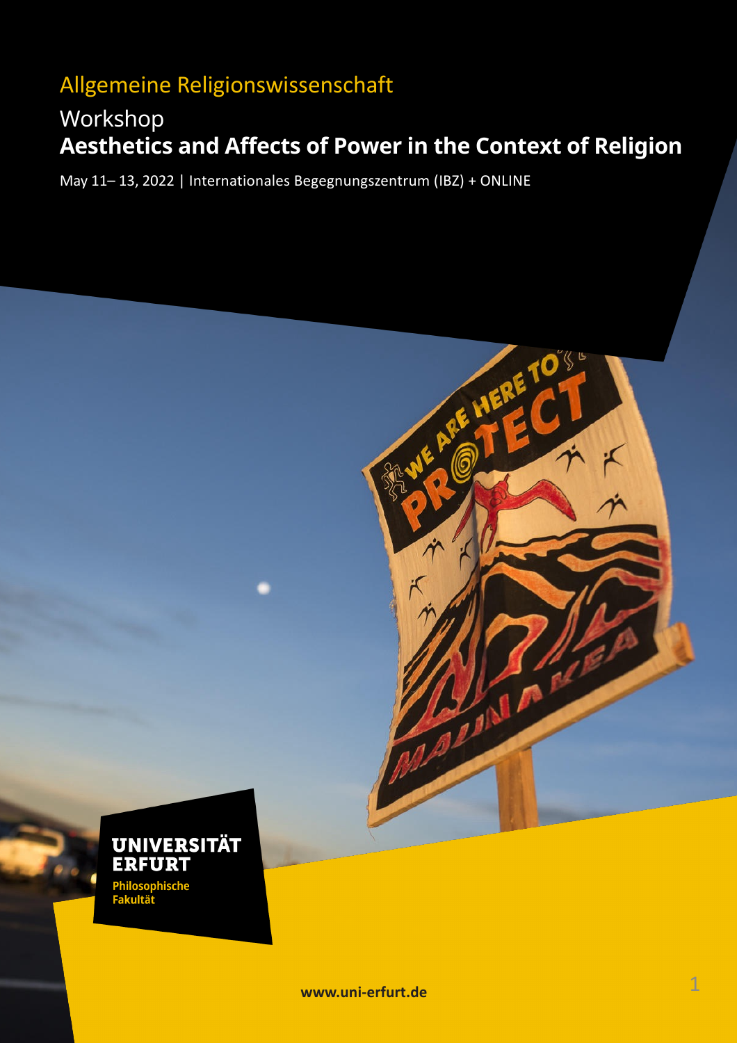Allgemeine Religionswissenschaft

# Workshop
# Aesthetics and Affects of Power in the Context of Religion

May 11– 13, 2022 | Internationales Begegnungszentrum (IBZ) + ONLINE

**UNIVERSITÄT ERFURT**
**Philosophische Fakultät**

**www.uni-erfurt.de**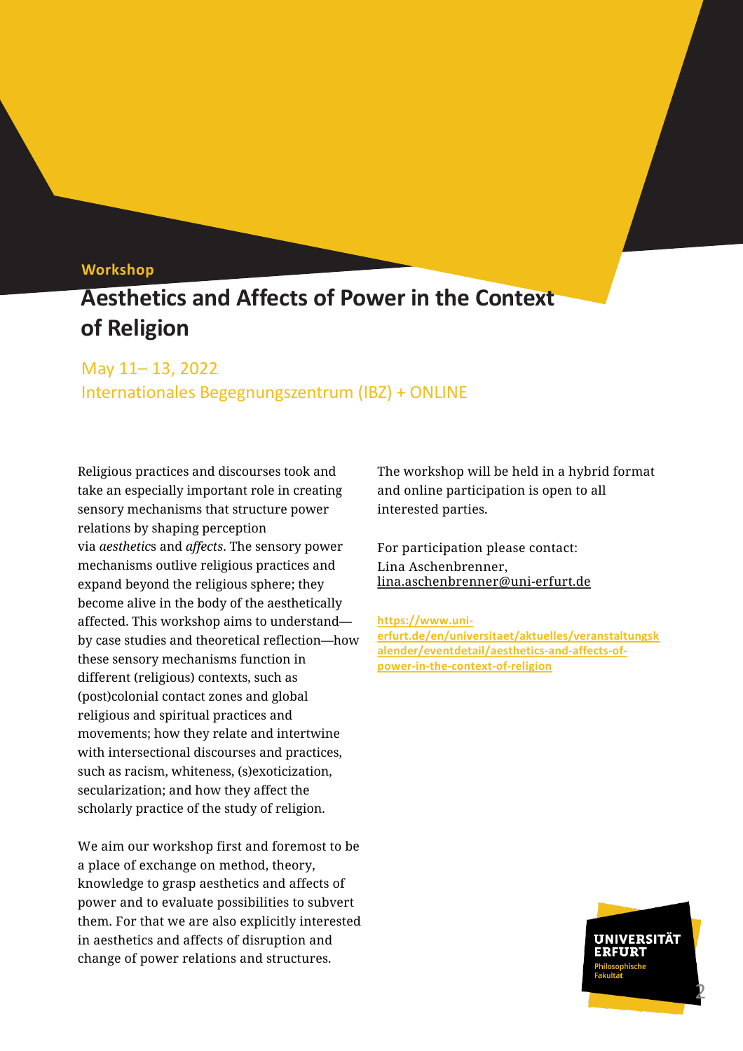**Workshop**

# Aesthetics and Affects of Power in the Context of Religion

May 11– 13, 2022
Internationales Begegnungszentrum (IBZ) + ONLINE

Religious practices and discourses took and take an especially important role in creating sensory mechanisms that structure power relations by shaping perception via *aesthetics* and *affects*. The sensory power mechanisms outlive religious practices and expand beyond the religious sphere; they become alive in the body of the aesthetically affected. This workshop aims to understand—by case studies and theoretical reflection—how these sensory mechanisms function in different (religious) contexts, such as (post)colonial contact zones and global religious and spiritual practices and movements; how they relate and intertwine with intersectional discourses and practices, such as racism, whiteness, (s)exoticization, secularization; and how they affect the scholarly practice of the study of religion.

We aim our workshop first and foremost to be a place of exchange on method, theory, knowledge to grasp aesthetics and affects of power and to evaluate possibilities to subvert them. For that we are also explicitly interested in aesthetics and affects of disruption and change of power relations and structures.

The workshop will be held in a hybrid format and online participation is open to all interested parties.

For participation please contact:
Lina Aschenbrenner,
lina.aschenbrenner@uni-erfurt.de

**https://www.uni-erfurt.de/en/universitaet/aktuelles/veranstaltungskalender/eventdetail/aesthetics-and-affects-of-power-in-the-context-of-religion**

UNIVERSITÄT ERFURT
Philosophische Fakultät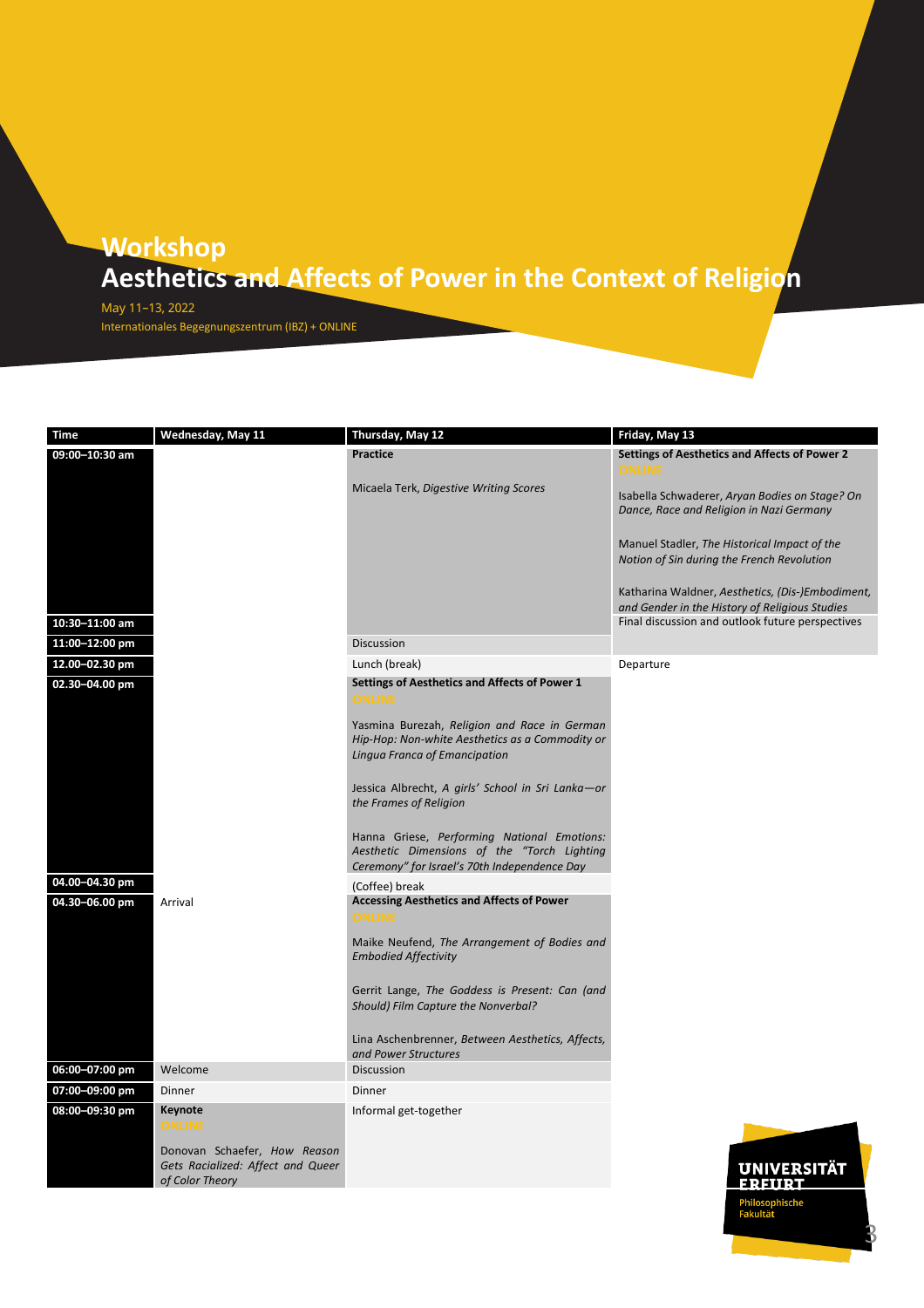# Workshop
# Aesthetics and Affects of Power in the Context of Religion

May 11–13, 2022
Internationales Begegnungszentrum (IBZ) + ONLINE

| Time | Wednesday, May 11 | Thursday, May 12 | Friday, May 13 |
|---|---|---|---|
| 09:00–10:30 am | | **Practice**<br><br>Micaela Terk, *Digestive Writing Scores* | **Settings of Aesthetics and Affects of Power 2**<br>ONLINE<br><br>Isabella Schwaderer, *Aryan Bodies on Stage? On Dance, Race and Religion in Nazi Germany*<br><br>Manuel Stadler, *The Historical Impact of the Notion of Sin during the French Revolution*<br><br>Katharina Waldner, *Aesthetics, (Dis-)Embodiment, and Gender in the History of Religious Studies* |
| 10:30–11:00 am | | | Final discussion and outlook future perspectives |
| 11:00–12:00 pm | | Discussion | |
| 12.00–02.30 pm | | Lunch (break) | Departure |
| 02.30–04.00 pm | | **Settings of Aesthetics and Affects of Power 1**<br>ONLINE<br><br>Yasmina Burezah, *Religion and Race in German Hip-Hop: Non-white Aesthetics as a Commodity or Lingua Franca of Emancipation*<br><br>Jessica Albrecht, *A girls' School in Sri Lanka—or the Frames of Religion*<br><br>Hanna Griese, *Performing National Emotions: Aesthetic Dimensions of the "Torch Lighting Ceremony" for Israel's 70th Independence Day* | |
| 04.00–04.30 pm | | (Coffee) break | |
| 04.30–06.00 pm | Arrival | **Accessing Aesthetics and Affects of Power**<br>ONLINE<br><br>Maike Neufend, *The Arrangement of Bodies and Embodied Affectivity*<br><br>Gerrit Lange, *The Goddess is Present: Can (and Should) Film Capture the Nonverbal?*<br><br>Lina Aschenbrenner, *Between Aesthetics, Affects, and Power Structures* | |
| 06:00–07:00 pm | Welcome | Discussion | |
| 07:00–09:00 pm | Dinner | Dinner | |
| 08:00–09:30 pm | **Keynote**<br>ONLINE<br><br>Donovan Schaefer, *How Reason Gets Racialized: Affect and Queer of Color Theory* | Informal get-together | |

UNIVERSITÄT ERFURT
Philosophische Fakultät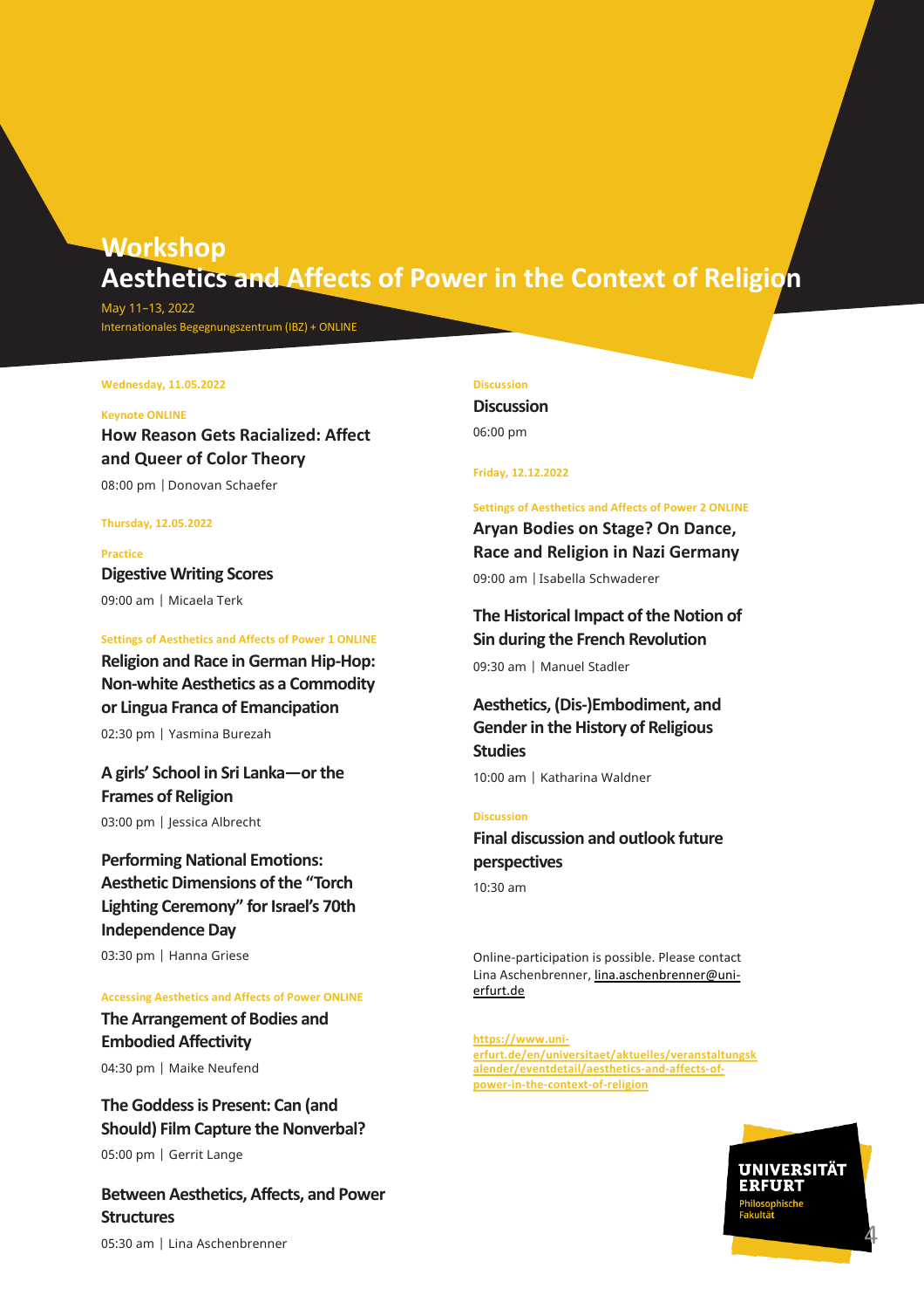# Workshop
# Aesthetics and Affects of Power in the Context of Religion

May 11–13, 2022
Internationales Begegnungszentrum (IBZ) + ONLINE

**Wednesday, 11.05.2022**

**Keynote ONLINE**

### How Reason Gets Racialized: Affect and Queer of Color Theory

08:00 pm | Donovan Schaefer

**Thursday, 12.05.2022**

**Practice**

### Digestive Writing Scores

09:00 am | Micaela Terk

**Settings of Aesthetics and Affects of Power 1 ONLINE**

### Religion and Race in German Hip-Hop: Non-white Aesthetics as a Commodity or Lingua Franca of Emancipation

02:30 pm | Yasmina Burezah

### A girls' School in Sri Lanka—or the Frames of Religion

03:00 pm | Jessica Albrecht

### Performing National Emotions: Aesthetic Dimensions of the "Torch Lighting Ceremony" for Israel's 70th Independence Day

03:30 pm | Hanna Griese

**Accessing Aesthetics and Affects of Power ONLINE**

### The Arrangement of Bodies and Embodied Affectivity

04:30 pm | Maike Neufend

### The Goddess is Present: Can (and Should) Film Capture the Nonverbal?

05:00 pm | Gerrit Lange

### Between Aesthetics, Affects, and Power Structures

05:30 am | Lina Aschenbrenner

**Discussion**

### Discussion

06:00 pm

**Friday, 12.12.2022**

**Settings of Aesthetics and Affects of Power 2 ONLINE**

### Aryan Bodies on Stage? On Dance, Race and Religion in Nazi Germany

09:00 am | Isabella Schwaderer

### The Historical Impact of the Notion of Sin during the French Revolution

09:30 am | Manuel Stadler

### Aesthetics, (Dis-)Embodiment, and Gender in the History of Religious Studies

10:00 am | Katharina Waldner

**Discussion**

### Final discussion and outlook future perspectives

10:30 am

Online-participation is possible. Please contact Lina Aschenbrenner, lina.aschenbrenner@uni-erfurt.de

https://www.uni-erfurt.de/en/universitaet/aktuelles/veranstaltungskalender/eventdetail/aesthetics-and-affects-of-power-in-the-context-of-religion

UNIVERSITÄT ERFURT
Philosophische Fakultät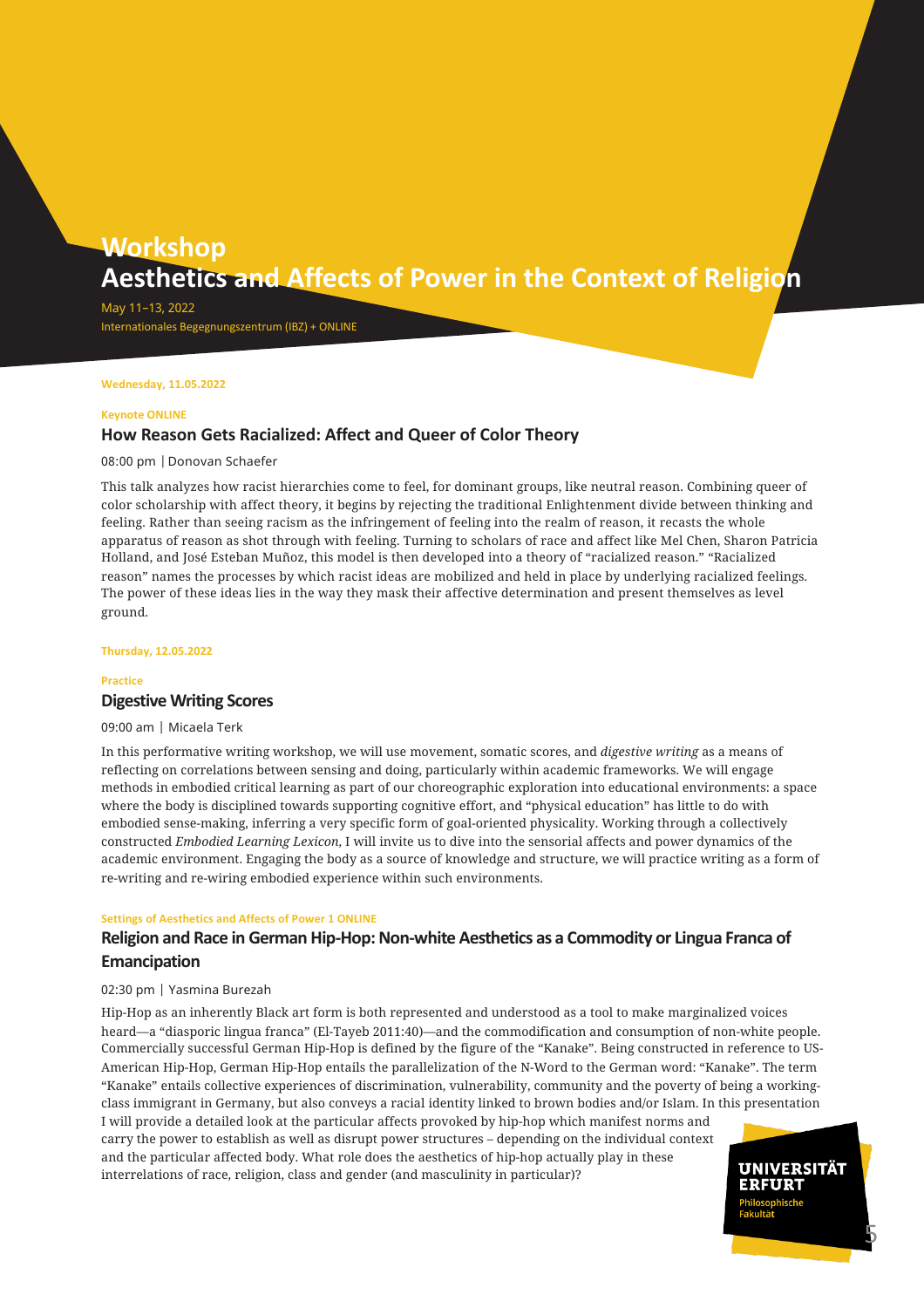# Workshop
# Aesthetics and Affects of Power in the Context of Religion

May 11–13, 2022
Internationales Begegnungszentrum (IBZ) + ONLINE

**Wednesday, 11.05.2022**

**Keynote ONLINE**

## How Reason Gets Racialized: Affect and Queer of Color Theory

08:00 pm | Donovan Schaefer

This talk analyzes how racist hierarchies come to feel, for dominant groups, like neutral reason. Combining queer of color scholarship with affect theory, it begins by rejecting the traditional Enlightenment divide between thinking and feeling. Rather than seeing racism as the infringement of feeling into the realm of reason, it recasts the whole apparatus of reason as shot through with feeling. Turning to scholars of race and affect like Mel Chen, Sharon Patricia Holland, and José Esteban Muñoz, this model is then developed into a theory of "racialized reason." "Racialized reason" names the processes by which racist ideas are mobilized and held in place by underlying racialized feelings. The power of these ideas lies in the way they mask their affective determination and present themselves as level ground.

**Thursday, 12.05.2022**

**Practice**

## Digestive Writing Scores

09:00 am | Micaela Terk

In this performative writing workshop, we will use movement, somatic scores, and *digestive writing* as a means of reflecting on correlations between sensing and doing, particularly within academic frameworks. We will engage methods in embodied critical learning as part of our choreographic exploration into educational environments: a space where the body is disciplined towards supporting cognitive effort, and "physical education" has little to do with embodied sense-making, inferring a very specific form of goal-oriented physicality. Working through a collectively constructed *Embodied Learning Lexicon*, I will invite us to dive into the sensorial affects and power dynamics of the academic environment. Engaging the body as a source of knowledge and structure, we will practice writing as a form of re-writing and re-wiring embodied experience within such environments.

**Settings of Aesthetics and Affects of Power 1 ONLINE**

## Religion and Race in German Hip-Hop: Non-white Aesthetics as a Commodity or Lingua Franca of Emancipation

02:30 pm | Yasmina Burezah

Hip-Hop as an inherently Black art form is both represented and understood as a tool to make marginalized voices heard—a "diasporic lingua franca" (El-Tayeb 2011:40)—and the commodification and consumption of non-white people. Commercially successful German Hip-Hop is defined by the figure of the "Kanake". Being constructed in reference to US-American Hip-Hop, German Hip-Hop entails the parallelization of the N-Word to the German word: "Kanake". The term "Kanake" entails collective experiences of discrimination, vulnerability, community and the poverty of being a working-class immigrant in Germany, but also conveys a racial identity linked to brown bodies and/or Islam. In this presentation I will provide a detailed look at the particular affects provoked by hip-hop which manifest norms and carry the power to establish as well as disrupt power structures – depending on the individual context and the particular affected body. What role does the aesthetics of hip-hop actually play in these interrelations of race, religion, class and gender (and masculinity in particular)?

UNIVERSITÄT ERFURT
Philosophische Fakultät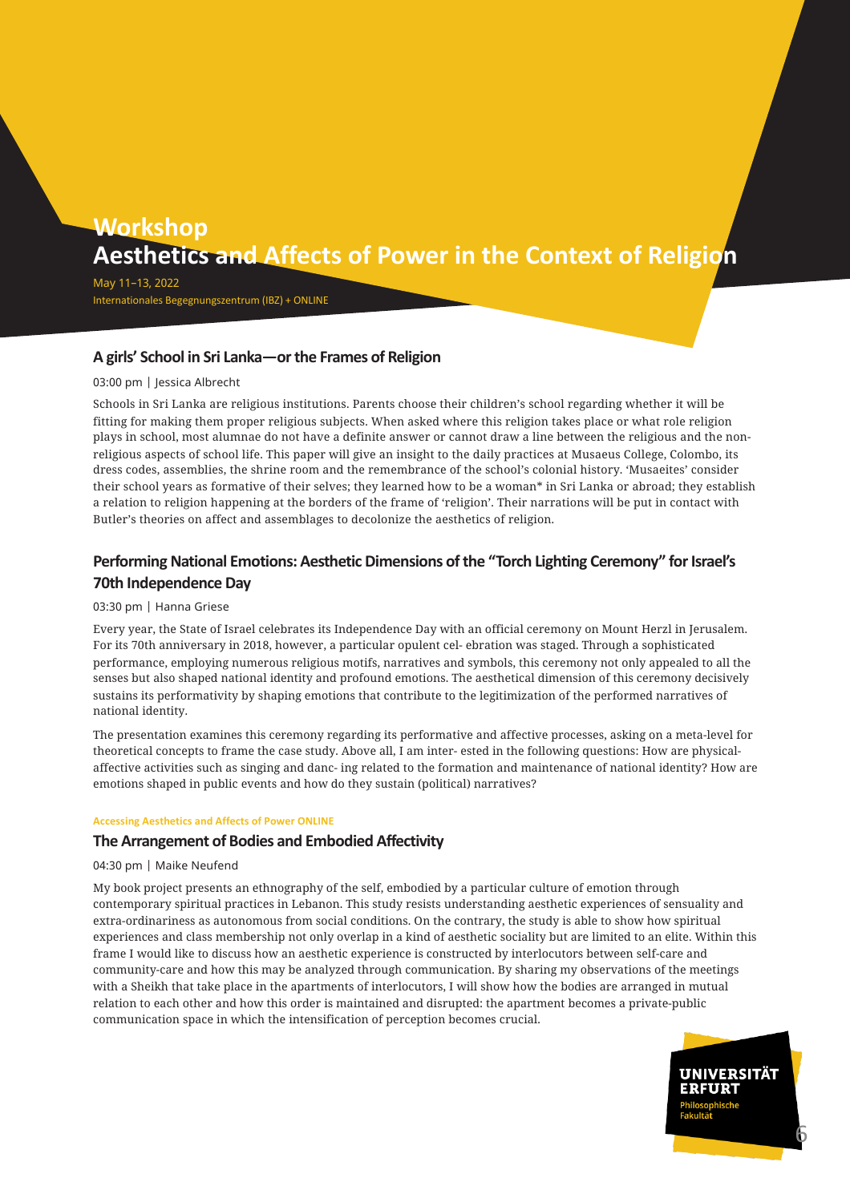# Workshop
# Aesthetics and Affects of Power in the Context of Religion

May 11–13, 2022
Internationales Begegnungszentrum (IBZ) + ONLINE

### A girls' School in Sri Lanka—or the Frames of Religion

03:00 pm | Jessica Albrecht

Schools in Sri Lanka are religious institutions. Parents choose their children's school regarding whether it will be fitting for making them proper religious subjects. When asked where this religion takes place or what role religion plays in school, most alumnae do not have a definite answer or cannot draw a line between the religious and the non-religious aspects of school life. This paper will give an insight to the daily practices at Musaeus College, Colombo, its dress codes, assemblies, the shrine room and the remembrance of the school's colonial history. 'Musaeites' consider their school years as formative of their selves; they learned how to be a woman* in Sri Lanka or abroad; they establish a relation to religion happening at the borders of the frame of 'religion'. Their narrations will be put in contact with Butler's theories on affect and assemblages to decolonize the aesthetics of religion.

### Performing National Emotions: Aesthetic Dimensions of the "Torch Lighting Ceremony" for Israel's 70th Independence Day

03:30 pm | Hanna Griese

Every year, the State of Israel celebrates its Independence Day with an official ceremony on Mount Herzl in Jerusalem. For its 70th anniversary in 2018, however, a particular opulent cel- ebration was staged. Through a sophisticated performance, employing numerous religious motifs, narratives and symbols, this ceremony not only appealed to all the senses but also shaped national identity and profound emotions. The aesthetical dimension of this ceremony decisively sustains its performativity by shaping emotions that contribute to the legitimization of the performed narratives of national identity.

The presentation examines this ceremony regarding its performative and affective processes, asking on a meta-level for theoretical concepts to frame the case study. Above all, I am inter- ested in the following questions: How are physical-affective activities such as singing and danc- ing related to the formation and maintenance of national identity? How are emotions shaped in public events and how do they sustain (political) narratives?

**Accessing Aesthetics and Affects of Power ONLINE**

### The Arrangement of Bodies and Embodied Affectivity

04:30 pm | Maike Neufend

My book project presents an ethnography of the self, embodied by a particular culture of emotion through contemporary spiritual practices in Lebanon. This study resists understanding aesthetic experiences of sensuality and extra-ordinariness as autonomous from social conditions. On the contrary, the study is able to show how spiritual experiences and class membership not only overlap in a kind of aesthetic sociality but are limited to an elite. Within this frame I would like to discuss how an aesthetic experience is constructed by interlocutors between self-care and community-care and how this may be analyzed through communication. By sharing my observations of the meetings with a Sheikh that take place in the apartments of interlocutors, I will show how the bodies are arranged in mutual relation to each other and how this order is maintained and disrupted: the apartment becomes a private-public communication space in which the intensification of perception becomes crucial.

UNIVERSITÄT ERFURT
Philosophische Fakultät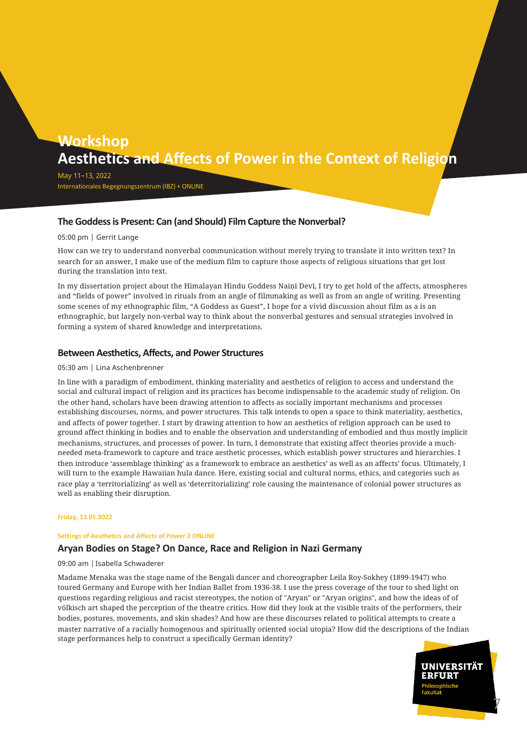# Workshop
# Aesthetics and Affects of Power in the Context of Religion

May 11–13, 2022
Internationales Begegnungszentrum (IBZ) + ONLINE

### The Goddess is Present: Can (and Should) Film Capture the Nonverbal?

05:00 pm | Gerrit Lange

How can we try to understand nonverbal communication without merely trying to translate it into written text? In search for an answer, I make use of the medium film to capture those aspects of religious situations that get lost during the translation into text.

In my dissertation project about the Himalayan Hindu Goddess Naiṇī Devī, I try to get hold of the affects, atmospheres and "fields of power" involved in rituals from an angle of filmmaking as well as from an angle of writing. Presenting some scenes of my ethnographic film, "A Goddess as Guest", I hope for a vivid discussion ahout film as a is an ethnographic, but largely non-verbal way to think about the nonverbal gestures and sensual strategies involved in forming a system of shared knowledge and interpretations.

### Between Aesthetics, Affects, and Power Structures

05:30 am | Lina Aschenbrenner

In line with a paradigm of embodiment, thinking materiality and aesthetics of religion to access and understand the social and cultural impact of religion and its practices has become indispensable to the academic study of religion. On the other hand, scholars have been drawing attention to affects as socially important mechanisms and processes establishing discourses, norms, and power structures. This talk intends to open a space to think materiality, aesthetics, and affects of power together. I start by drawing attention to how an aesthetics of religion approach can be used to ground affect thinking in bodies and to enable the observation and understanding of embodied and thus mostly implicit mechanisms, structures, and processes of power. In turn, I demonstrate that existing affect theories provide a much-needed meta-framework to capture and trace aesthetic processes, which establish power structures and hierarchies. I then introduce 'assemblage thinking' as a framework to embrace an aesthetics' as well as an affects' focus. Ultimately, I will turn to the example Hawaiian hula dance. Here, existing social and cultural norms, ethics, and categories such as race play a 'territorializing' as well as 'deterritorializing' role causing the maintenance of colonial power structures as well as enabling their disruption.

**Friday, 13.05.2022**

**Settings of Aesthetics and Affects of Power 2 ONLINE**

### Aryan Bodies on Stage? On Dance, Race and Religion in Nazi Germany

09:00 am | Isabella Schwaderer

Madame Menaka was the stage name of the Bengali dancer and choreographer Leila Roy-Sokhey (1899-1947) who toured Germany and Europe with her Indian Ballet from 1936-38. I use the press coverage of the tour to shed light on questions regarding religious and racist stereotypes, the notion of "Aryan" or "Aryan origins", and how the ideas of of völkisch art shaped the perception of the theatre critics. How did they look at the visible traits of the performers, their bodies, postures, movements, and skin shades? And how are these discourses related to political attempts to create a master narrative of a racially homogenous and spiritually oriented social utopia? How did the descriptions of the Indian stage performances help to construct a specifically German identity?

UNIVERSITÄT ERFURT
Philosophische Fakultät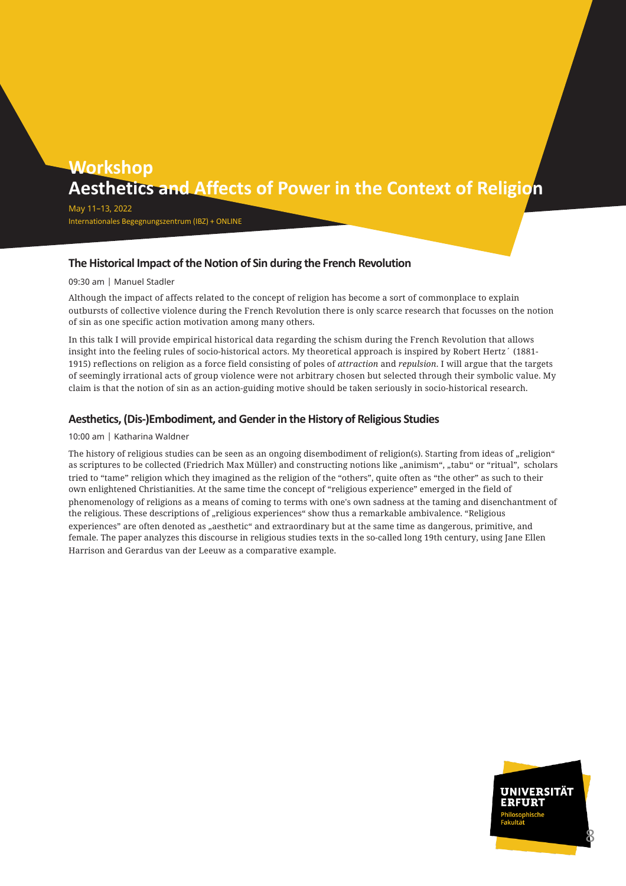# Workshop
# Aesthetics and Affects of Power in the Context of Religion

May 11–13, 2022
Internationales Begegnungszentrum (IBZ) + ONLINE

### The Historical Impact of the Notion of Sin during the French Revolution

09:30 am | Manuel Stadler

Although the impact of affects related to the concept of religion has become a sort of commonplace to explain outbursts of collective violence during the French Revolution there is only scarce research that focusses on the notion of sin as one specific action motivation among many others.

In this talk I will provide empirical historical data regarding the schism during the French Revolution that allows insight into the feeling rules of socio-historical actors. My theoretical approach is inspired by Robert Hertz´ (1881-1915) reflections on religion as a force field consisting of poles of *attraction* and *repulsion*. I will argue that the targets of seemingly irrational acts of group violence were not arbitrary chosen but selected through their symbolic value. My claim is that the notion of sin as an action-guiding motive should be taken seriously in socio-historical research.

### Aesthetics, (Dis-)Embodiment, and Gender in the History of Religious Studies

10:00 am | Katharina Waldner

The history of religious studies can be seen as an ongoing disembodiment of religion(s). Starting from ideas of „religion" as scriptures to be collected (Friedrich Max Müller) and constructing notions like „animism", „tabu" or "ritual", scholars tried to "tame" religion which they imagined as the religion of the "others", quite often as "the other" as such to their own enlightened Christianities. At the same time the concept of "religious experience" emerged in the field of phenomenology of religions as a means of coming to terms with one's own sadness at the taming and disenchantment of the religious. These descriptions of „religious experiences" show thus a remarkable ambivalence. "Religious experiences" are often denoted as „aesthetic" and extraordinary but at the same time as dangerous, primitive, and female. The paper analyzes this discourse in religious studies texts in the so-called long 19th century, using Jane Ellen Harrison and Gerardus van der Leeuw as a comparative example.

UNIVERSITÄT ERFURT
Philosophische Fakultät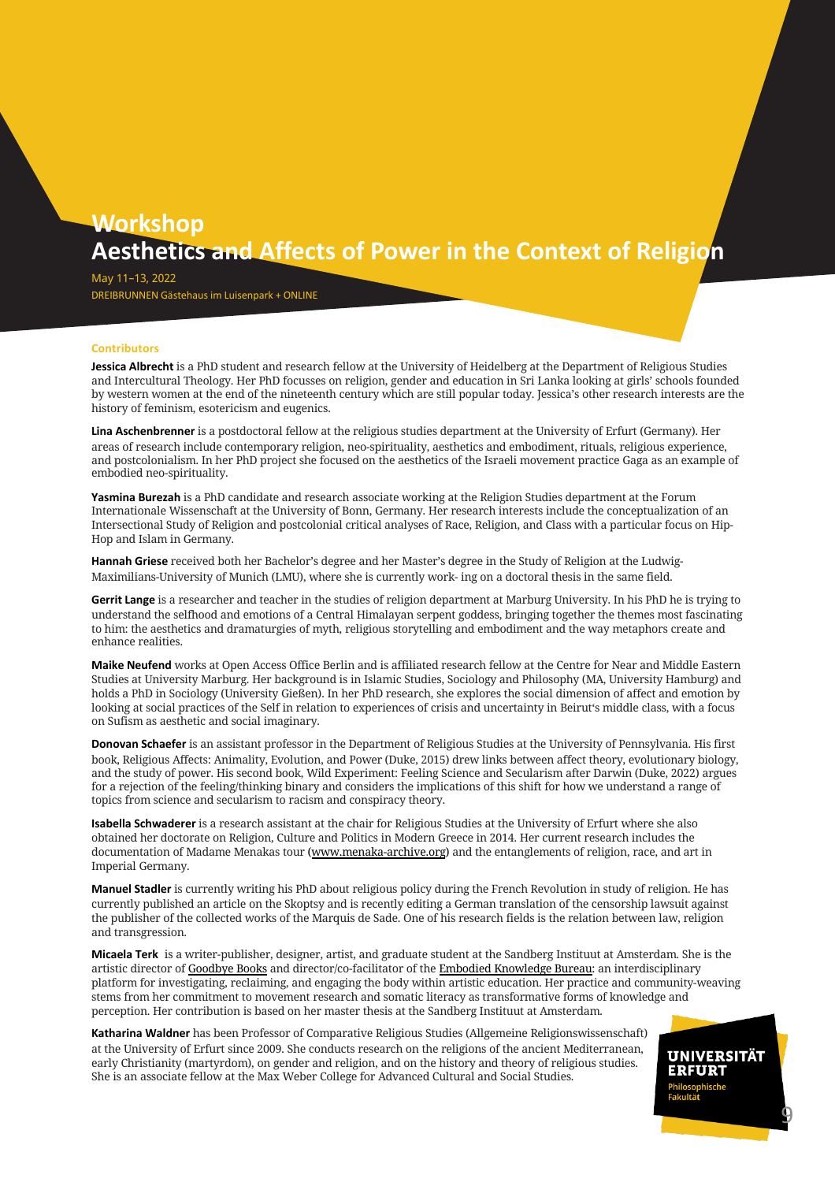# Workshop
# Aesthetics and Affects of Power in the Context of Religion

May 11–13, 2022
DREIBRUNNEN Gästehaus im Luisenpark + ONLINE

## Contributors

**Jessica Albrecht** is a PhD student and research fellow at the University of Heidelberg at the Department of Religious Studies and Intercultural Theology. Her PhD focusses on religion, gender and education in Sri Lanka looking at girls' schools founded by western women at the end of the nineteenth century which are still popular today. Jessica's other research interests are the history of feminism, esotericism and eugenics.

**Lina Aschenbrenner** is a postdoctoral fellow at the religious studies department at the University of Erfurt (Germany). Her areas of research include contemporary religion, neo-spirituality, aesthetics and embodiment, rituals, religious experience, and postcolonialism. In her PhD project she focused on the aesthetics of the Israeli movement practice Gaga as an example of embodied neo-spirituality.

**Yasmina Burezah** is a PhD candidate and research associate working at the Religion Studies department at the Forum Internationale Wissenschaft at the University of Bonn, Germany. Her research interests include the conceptualization of an Intersectional Study of Religion and postcolonial critical analyses of Race, Religion, and Class with a particular focus on Hip-Hop and Islam in Germany.

**Hannah Griese** received both her Bachelor's degree and her Master's degree in the Study of Religion at the Ludwig-Maximilians-University of Munich (LMU), where she is currently work- ing on a doctoral thesis in the same field.

**Gerrit Lange** is a researcher and teacher in the studies of religion department at Marburg University. In his PhD he is trying to understand the selfhood and emotions of a Central Himalayan serpent goddess, bringing together the themes most fascinating to him: the aesthetics and dramaturgies of myth, religious storytelling and embodiment and the way metaphors create and enhance realities.

**Maike Neufend** works at Open Access Office Berlin and is affiliated research fellow at the Centre for Near and Middle Eastern Studies at University Marburg. Her background is in Islamic Studies, Sociology and Philosophy (MA, University Hamburg) and holds a PhD in Sociology (University Gießen). In her PhD research, she explores the social dimension of affect and emotion by looking at social practices of the Self in relation to experiences of crisis and uncertainty in Beirut's middle class, with a focus on Sufism as aesthetic and social imaginary.

**Donovan Schaefer** is an assistant professor in the Department of Religious Studies at the University of Pennsylvania. His first book, Religious Affects: Animality, Evolution, and Power (Duke, 2015) drew links between affect theory, evolutionary biology, and the study of power. His second book, Wild Experiment: Feeling Science and Secularism after Darwin (Duke, 2022) argues for a rejection of the feeling/thinking binary and considers the implications of this shift for how we understand a range of topics from science and secularism to racism and conspiracy theory.

**Isabella Schwaderer** is a research assistant at the chair for Religious Studies at the University of Erfurt where she also obtained her doctorate on Religion, Culture and Politics in Modern Greece in 2014. Her current research includes the documentation of Madame Menakas tour (www.menaka-archive.org) and the entanglements of religion, race, and art in Imperial Germany.

**Manuel Stadler** is currently writing his PhD about religious policy during the French Revolution in study of religion. He has currently published an article on the Skoptsy and is recently editing a German translation of the censorship lawsuit against the publisher of the collected works of the Marquis de Sade. One of his research fields is the relation between law, religion and transgression.

**Micaela Terk** is a writer-publisher, designer, artist, and graduate student at the Sandberg Instituut at Amsterdam. She is the artistic director of Goodbye Books and director/co-facilitator of the Embodied Knowledge Bureau: an interdisciplinary platform for investigating, reclaiming, and engaging the body within artistic education. Her practice and community-weaving stems from her commitment to movement research and somatic literacy as transformative forms of knowledge and perception. Her contribution is based on her master thesis at the Sandberg Instituut at Amsterdam.

**Katharina Waldner** has been Professor of Comparative Religious Studies (Allgemeine Religionswissenschaft) at the University of Erfurt since 2009. She conducts research on the religions of the ancient Mediterranean, early Christianity (martyrdom), on gender and religion, and on the history and theory of religious studies. She is an associate fellow at the Max Weber College for Advanced Cultural and Social Studies.

UNIVERSITÄT ERFURT
Philosophische Fakultät